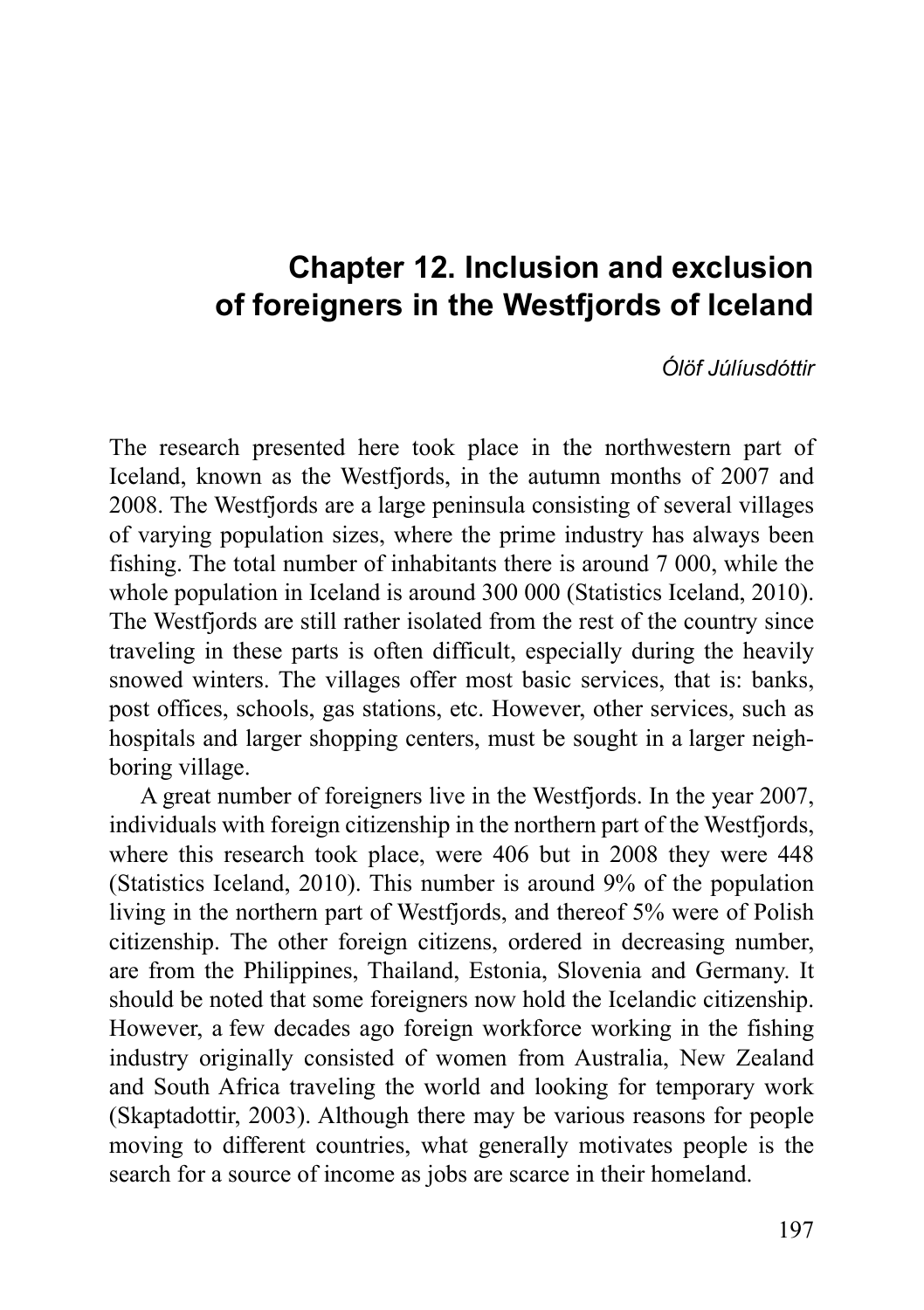# Chapter 12. Inclusion and exclusion of foreigners in the Westfjords of Iceland

*Ólöf Júlíusdóttir*

The research presented here took place in the northwestern part of Iceland, known as the Westfjords, in the autumn months of 2007 and 2008. The Westfjords are a large peninsula consisting of several villages of varying population sizes, where the prime industry has always been fishing. The total number of inhabitants there is around 7 000, while the whole population in Iceland is around 300 000 (Statistics Iceland, 2010). The Westfjords are still rather isolated from the rest of the country since traveling in these parts is often difficult, especially during the heavily snowed winters. The villages offer most basic services, that is: banks, post offices, schools, gas stations, etc. However, other services, such as hospitals and larger shopping centers, must be sought in a larger neighboring village.

A great number of foreigners live in the Westfjords. In the year 2007, individuals with foreign citizenship in the northern part of the Westfjords, where this research took place, were 406 but in 2008 they were 448 (Statistics Iceland, 2010). This number is around 9% of the population living in the northern part of Westfjords, and thereof 5% were of Polish citizenship. The other foreign citizens, ordered in decreasing number, are from the Philippines, Thailand, Estonia, Slovenia and Germany. It should be noted that some foreigners now hold the Icelandic citizenship. However, a few decades ago foreign workforce working in the fishing industry originally consisted of women from Australia, New Zealand and South Africa traveling the world and looking for temporary work (Skaptadottir, 2003). Although there may be various reasons for people moving to different countries, what generally motivates people is the search for a source of income as jobs are scarce in their homeland.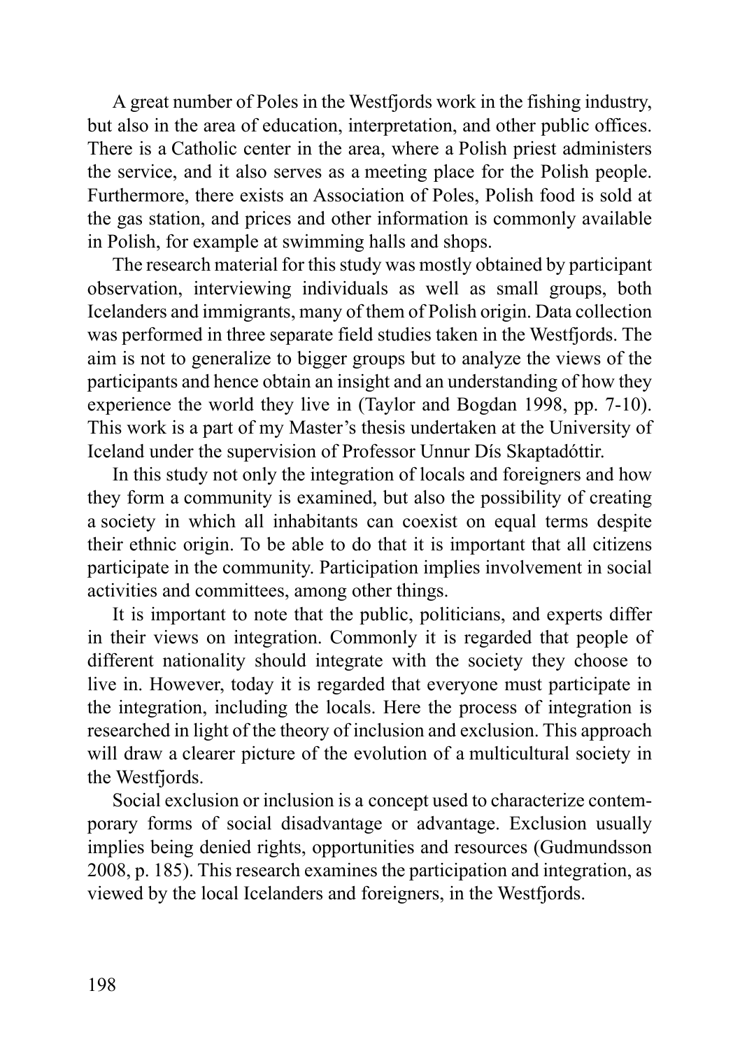A great number of Poles in the Westfjords work in the fishing industry, but also in the area of education, interpretation, and other public offices. There is a Catholic center in the area, where a Polish priest administers the service, and it also serves as a meeting place for the Polish people. Furthermore, there exists an Association of Poles, Polish food is sold at the gas station, and prices and other information is commonly available in Polish, for example at swimming halls and shops.

The research material for this study was mostly obtained by participant observation, interviewing individuals as well as small groups, both Icelanders and immigrants, many of them of Polish origin. Data collection was performed in three separate field studies taken in the Westfjords. The aim is not to generalize to bigger groups but to analyze the views of the participants and hence obtain an insight and an understanding of how they experience the world they live in (Taylor and Bogdan 1998, pp. 7-10). This work is a part of my Master's thesis undertaken at the University of Iceland under the supervision of Professor Unnur Dís Skaptadóttir.

In this study not only the integration of locals and foreigners and how they form a community is examined, but also the possibility of creating a society in which all inhabitants can coexist on equal terms despite their ethnic origin. To be able to do that it is important that all citizens participate in the community. Participation implies involvement in social activities and committees, among other things.

It is important to note that the public, politicians, and experts differ in their views on integration. Commonly it is regarded that people of different nationality should integrate with the society they choose to live in. However, today it is regarded that everyone must participate in the integration, including the locals. Here the process of integration is researched in light of the theory of inclusion and exclusion. This approach will draw a clearer picture of the evolution of a multicultural society in the Westfjords.

Social exclusion or inclusion is a concept used to characterize contemporary forms of social disadvantage or advantage. Exclusion usually implies being denied rights, opportunities and resources (Gudmundsson 2008, p. 185). This research examines the participation and integration, as viewed by the local Icelanders and foreigners, in the Westfjords.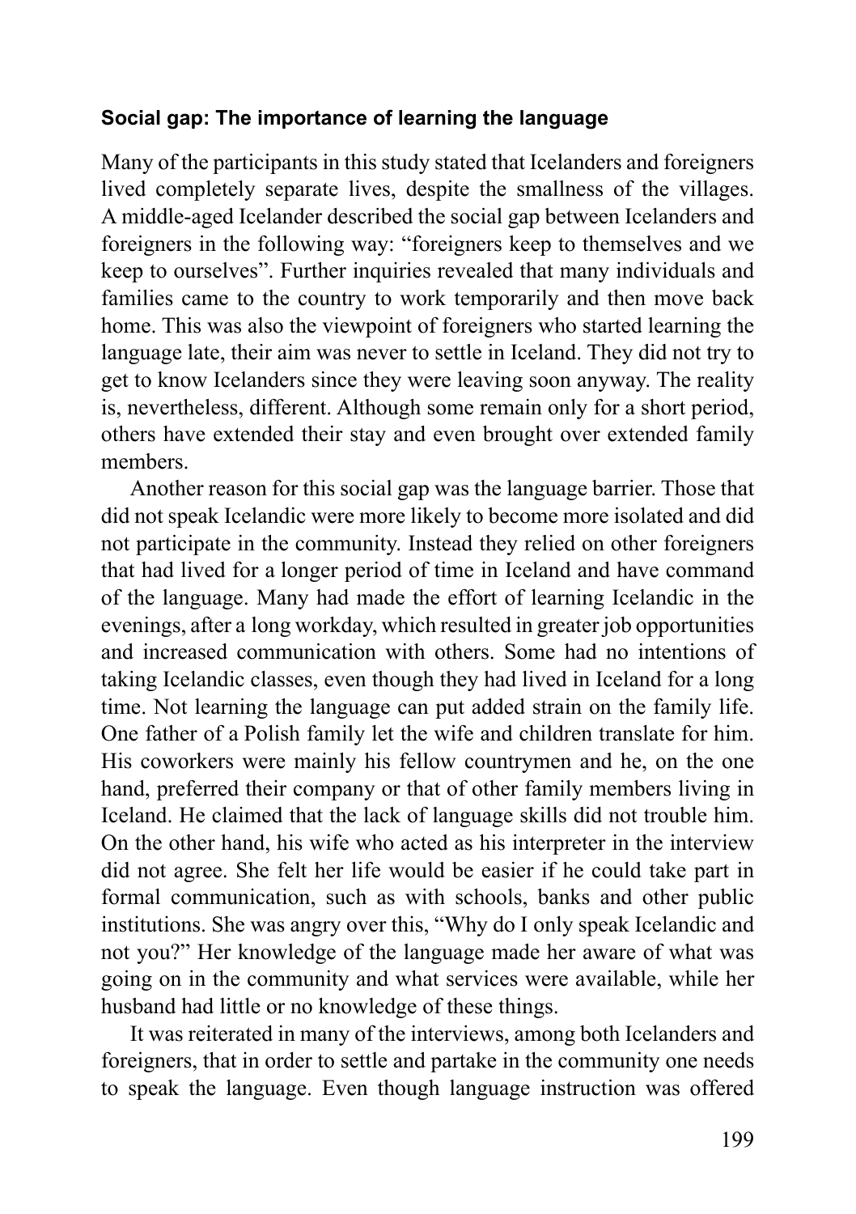### Social gap: The importance of learning the language

Many of the participants in this study stated that Icelanders and foreigners lived completely separate lives, despite the smallness of the villages. A middle-aged Icelander described the social gap between Icelanders and foreigners in the following way: "foreigners keep to themselves and we keep to ourselves". Further inquiries revealed that many individuals and families came to the country to work temporarily and then move back home. This was also the viewpoint of foreigners who started learning the language late, their aim was never to settle in Iceland. They did not try to get to know Icelanders since they were leaving soon anyway. The reality is, nevertheless, different. Although some remain only for a short period, others have extended their stay and even brought over extended family members.

Another reason for this social gap was the language barrier. Those that did not speak Icelandic were more likely to become more isolated and did not participate in the community. Instead they relied on other foreigners that had lived for a longer period of time in Iceland and have command of the language. Many had made the effort of learning Icelandic in the evenings, after a long workday, which resulted in greater job opportunities and increased communication with others. Some had no intentions of taking Icelandic classes, even though they had lived in Iceland for a long time. Not learning the language can put added strain on the family life. One father of a Polish family let the wife and children translate for him. His coworkers were mainly his fellow countrymen and he, on the one hand, preferred their company or that of other family members living in Iceland. He claimed that the lack of language skills did not trouble him. On the other hand, his wife who acted as his interpreter in the interview did not agree. She felt her life would be easier if he could take part in formal communication, such as with schools, banks and other public institutions. She was angry over this, "Why do I only speak Icelandic and not you?" Her knowledge of the language made her aware of what was going on in the community and what services were available, while her husband had little or no knowledge of these things.

It was reiterated in many of the interviews, among both Icelanders and foreigners, that in order to settle and partake in the community one needs to speak the language. Even though language instruction was offered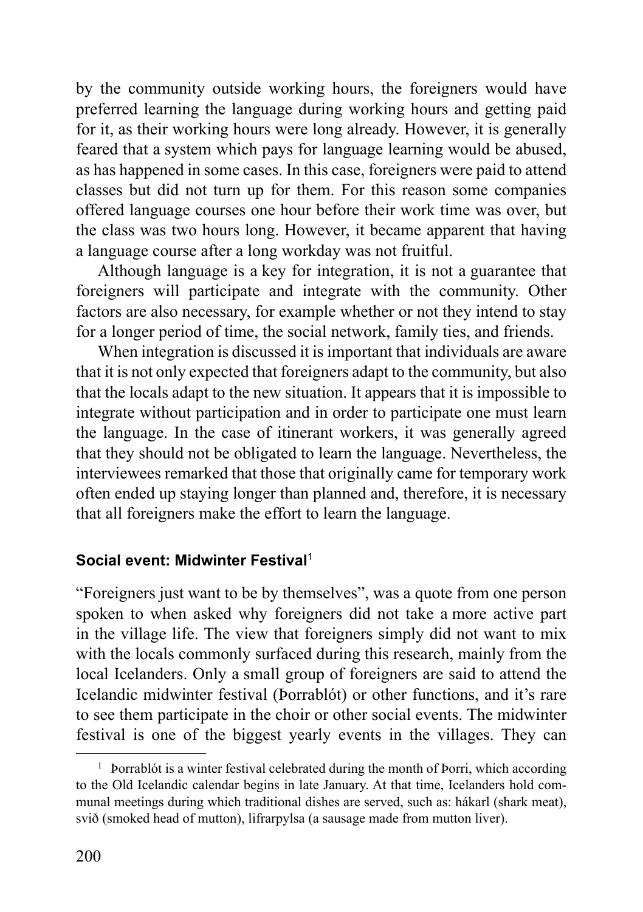by the community outside working hours, the foreigners would have preferred learning the language during working hours and getting paid for it, as their working hours were long already. However, it is generally feared that a system which pays for language learning would be abused, as has happened in some cases. In this case, foreigners were paid to attend classes but did not turn up for them. For this reason some companies offered language courses one hour before their work time was over, but the class was two hours long. However, it became apparent that having a language course after a long workday was not fruitful.

Although language is a key for integration, it is not a guarantee that foreigners will participate and integrate with the community. Other factors are also necessary, for example whether or not they intend to stay for a longer period of time, the social network, family ties, and friends.

When integration is discussed it is important that individuals are aware that it is not only expected that foreigners adapt to the community, but also that the locals adapt to the new situation. It appears that it is impossible to integrate without participation and in order to participate one must learn the language. In the case of itinerant workers, it was generally agreed that they should not be obligated to learn the language. Nevertheless, the interviewees remarked that those that originally came for temporary work often ended up staying longer than planned and, therefore, it is necessary that all foreigners make the effort to learn the language.

#### Social event: Midwinter Festival[1]

"Foreigners just want to be by themselves", was a quote from one person spoken to when asked why foreigners did not take a more active part in the village life. The view that foreigners simply did not want to mix with the locals commonly surfaced during this research, mainly from the local Icelanders. Only a small group of foreigners are said to attend the Icelandic midwinter festival (Þorrablót) or other functions, and it's rare to see them participate in the choir or other social events. The midwinter festival is one of the biggest yearly events in the villages. They can

[1] Þorrablót is a winter festival celebrated during the month of Þorri, which according to the Old Icelandic calendar begins in late January. At that time, Icelanders hold communal meetings during which traditional dishes are served, such as: hákarl (shark meat), svið (smoked head of mutton), lifrarpylsa (a sausage made from mutton liver).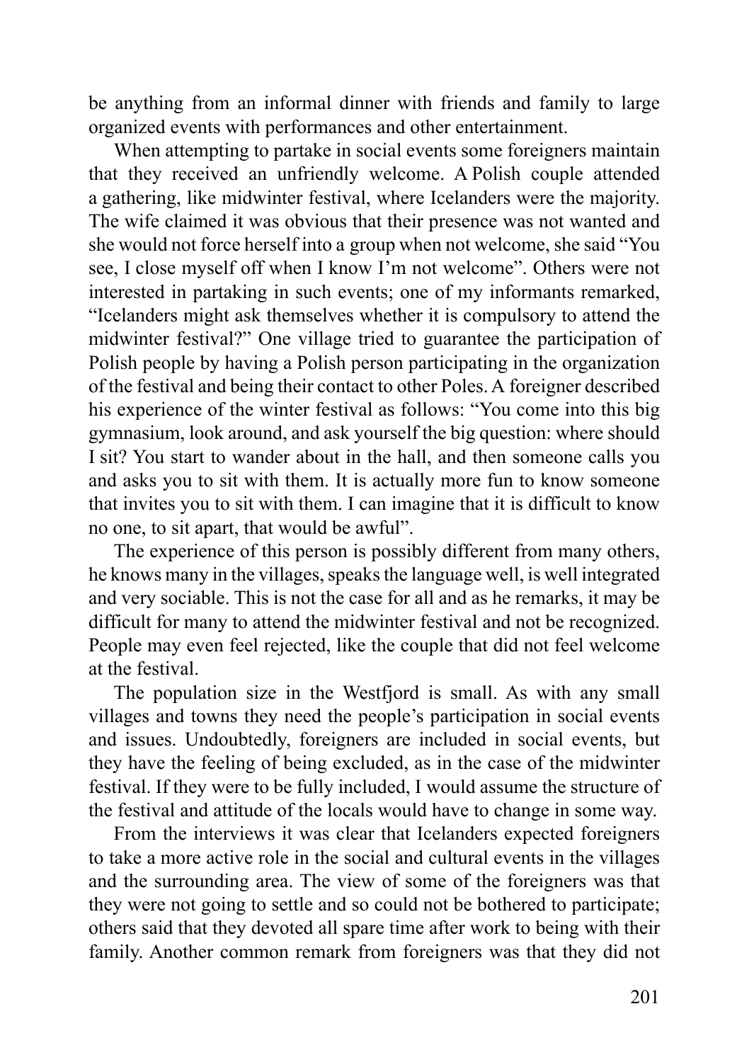be anything from an informal dinner with friends and family to large organized events with performances and other entertainment.

When attempting to partake in social events some foreigners maintain that they received an unfriendly welcome. A Polish couple attended a gathering, like midwinter festival, where Icelanders were the majority. The wife claimed it was obvious that their presence was not wanted and she would not force herself into a group when not welcome, she said "You see, I close myself off when I know I'm not welcome". Others were not interested in partaking in such events; one of my informants remarked, "Icelanders might ask themselves whether it is compulsory to attend the midwinter festival?" One village tried to guarantee the participation of Polish people by having a Polish person participating in the organization of the festival and being their contact to other Poles. A foreigner described his experience of the winter festival as follows: "You come into this big gymnasium, look around, and ask yourself the big question: where should I sit? You start to wander about in the hall, and then someone calls you and asks you to sit with them. It is actually more fun to know someone that invites you to sit with them. I can imagine that it is difficult to know no one, to sit apart, that would be awful".

The experience of this person is possibly different from many others, he knows many in the villages, speaks the language well, is well integrated and very sociable. This is not the case for all and as he remarks, it may be difficult for many to attend the midwinter festival and not be recognized. People may even feel rejected, like the couple that did not feel welcome at the festival.

The population size in the Westfjord is small. As with any small villages and towns they need the people's participation in social events and issues. Undoubtedly, foreigners are included in social events, but they have the feeling of being excluded, as in the case of the midwinter festival. If they were to be fully included, I would assume the structure of the festival and attitude of the locals would have to change in some way.

From the interviews it was clear that Icelanders expected foreigners to take a more active role in the social and cultural events in the villages and the surrounding area. The view of some of the foreigners was that they were not going to settle and so could not be bothered to participate; others said that they devoted all spare time after work to being with their family. Another common remark from foreigners was that they did not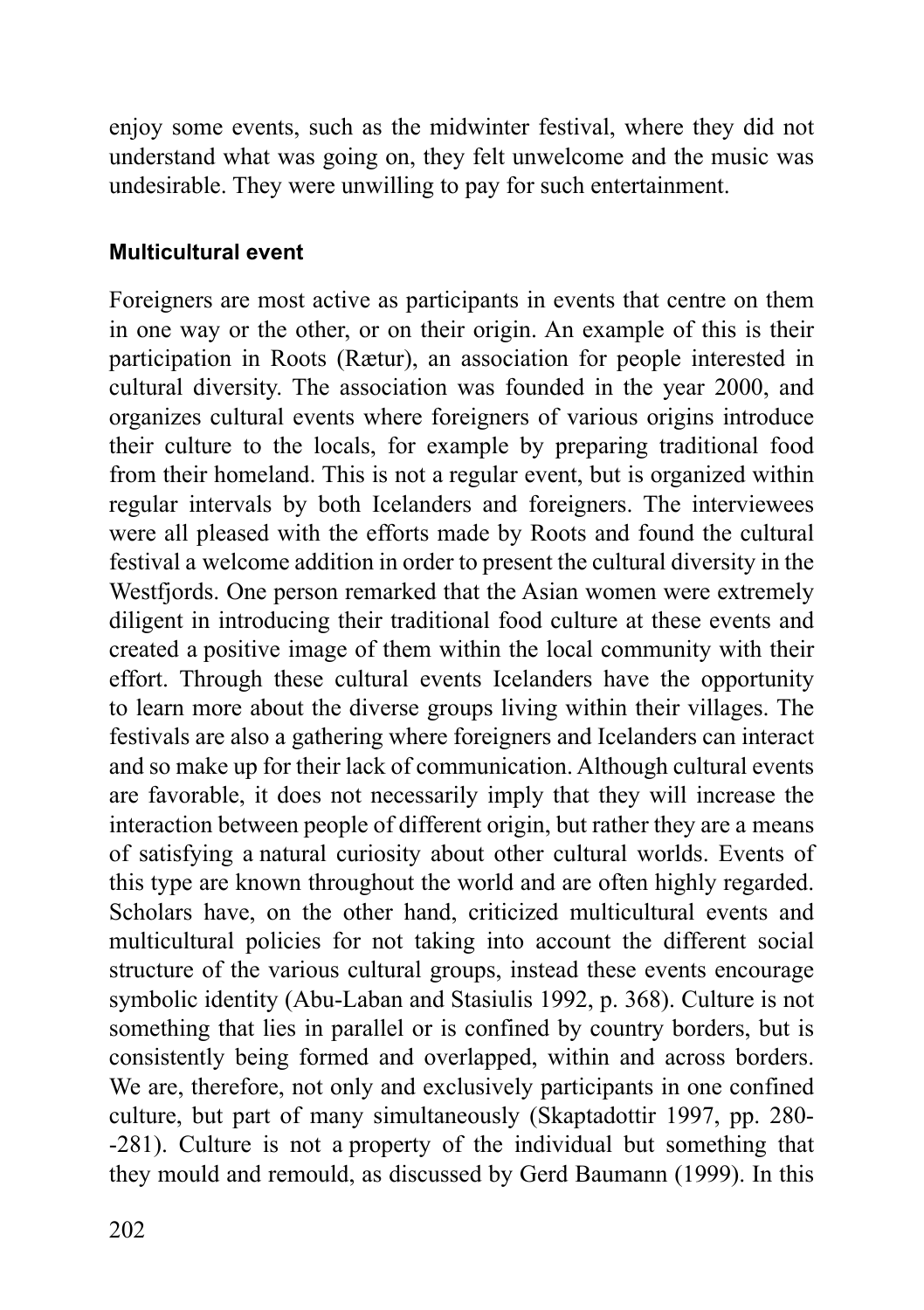enjoy some events, such as the midwinter festival, where they did not understand what was going on, they felt unwelcome and the music was undesirable. They were unwilling to pay for such entertainment.

### Multicultural event

Foreigners are most active as participants in events that centre on them in one way or the other, or on their origin. An example of this is their participation in Roots (Rætur), an association for people interested in cultural diversity. The association was founded in the year 2000, and organizes cultural events where foreigners of various origins introduce their culture to the locals, for example by preparing traditional food from their homeland. This is not a regular event, but is organized within regular intervals by both Icelanders and foreigners. The interviewees were all pleased with the efforts made by Roots and found the cultural festival a welcome addition in order to present the cultural diversity in the Westfjords. One person remarked that the Asian women were extremely diligent in introducing their traditional food culture at these events and created a positive image of them within the local community with their effort. Through these cultural events Icelanders have the opportunity to learn more about the diverse groups living within their villages. The festivals are also a gathering where foreigners and Icelanders can interact and so make up for their lack of communication. Although cultural events are favorable, it does not necessarily imply that they will increase the interaction between people of different origin, but rather they are a means of satisfying a natural curiosity about other cultural worlds. Events of this type are known throughout the world and are often highly regarded. Scholars have, on the other hand, criticized multicultural events and multicultural policies for not taking into account the different social structure of the various cultural groups, instead these events encourage symbolic identity (Abu-Laban and Stasiulis 1992, p. 368). Culture is not something that lies in parallel or is confined by country borders, but is consistently being formed and overlapped, within and across borders. We are, therefore, not only and exclusively participants in one confined culture, but part of many simultaneously (Skaptadottir 1997, pp. 280--281). Culture is not a property of the individual but something that they mould and remould, as discussed by Gerd Baumann (1999). In this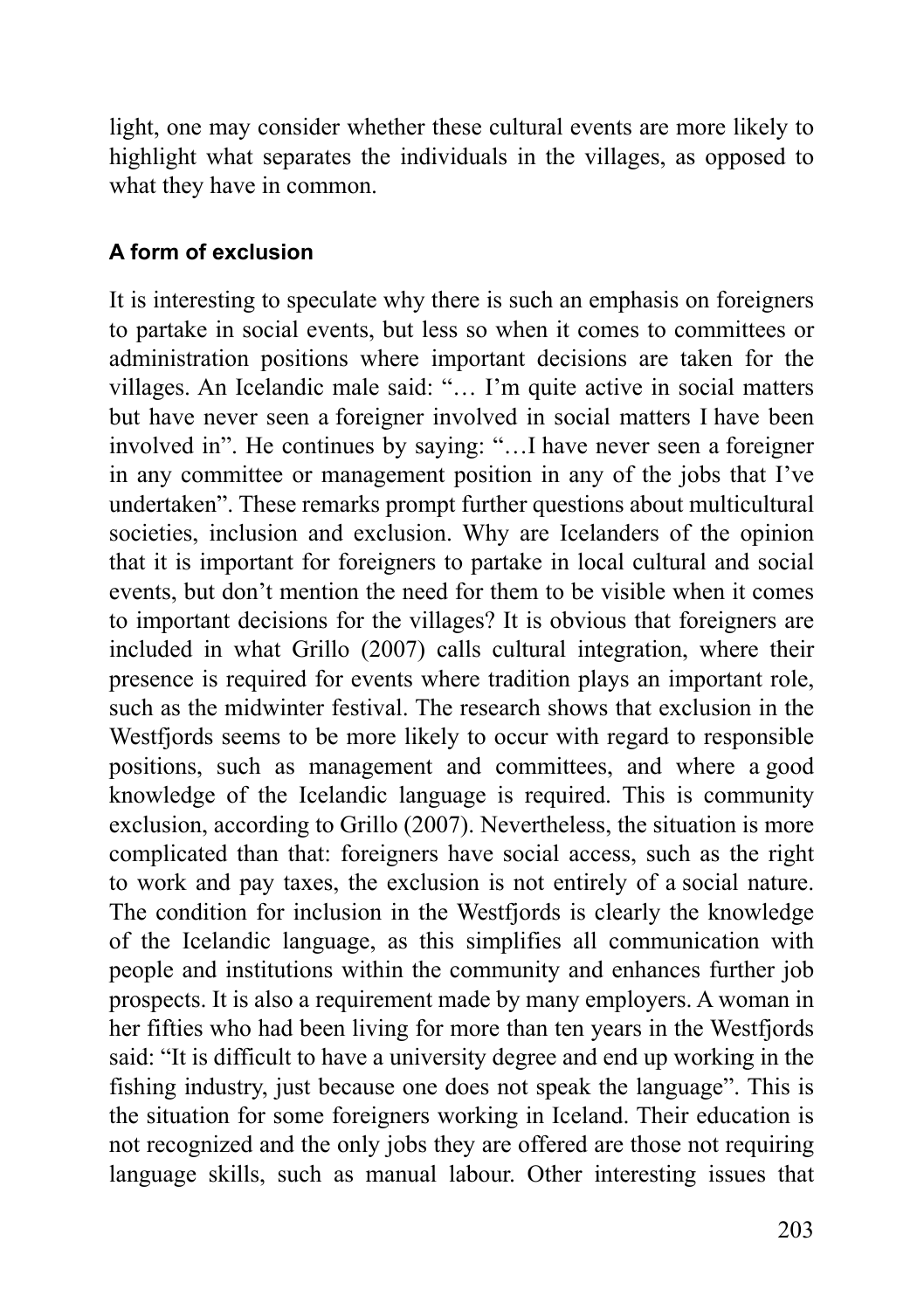light, one may consider whether these cultural events are more likely to highlight what separates the individuals in the villages, as opposed to what they have in common.

### A form of exclusion

It is interesting to speculate why there is such an emphasis on foreigners to partake in social events, but less so when it comes to committees or administration positions where important decisions are taken for the villages. An Icelandic male said: "… I'm quite active in social matters but have never seen a foreigner involved in social matters I have been involved in". He continues by saying: "…I have never seen a foreigner in any committee or management position in any of the jobs that I've undertaken". These remarks prompt further questions about multicultural societies, inclusion and exclusion. Why are Icelanders of the opinion that it is important for foreigners to partake in local cultural and social events, but don't mention the need for them to be visible when it comes to important decisions for the villages? It is obvious that foreigners are included in what Grillo (2007) calls cultural integration, where their presence is required for events where tradition plays an important role, such as the midwinter festival. The research shows that exclusion in the Westfjords seems to be more likely to occur with regard to responsible positions, such as management and committees, and where a good knowledge of the Icelandic language is required. This is community exclusion, according to Grillo (2007). Nevertheless, the situation is more complicated than that: foreigners have social access, such as the right to work and pay taxes, the exclusion is not entirely of a social nature. The condition for inclusion in the Westfjords is clearly the knowledge of the Icelandic language, as this simplifies all communication with people and institutions within the community and enhances further job prospects. It is also a requirement made by many employers. A woman in her fifties who had been living for more than ten years in the Westfjords said: "It is difficult to have a university degree and end up working in the fishing industry, just because one does not speak the language". This is the situation for some foreigners working in Iceland. Their education is not recognized and the only jobs they are offered are those not requiring language skills, such as manual labour. Other interesting issues that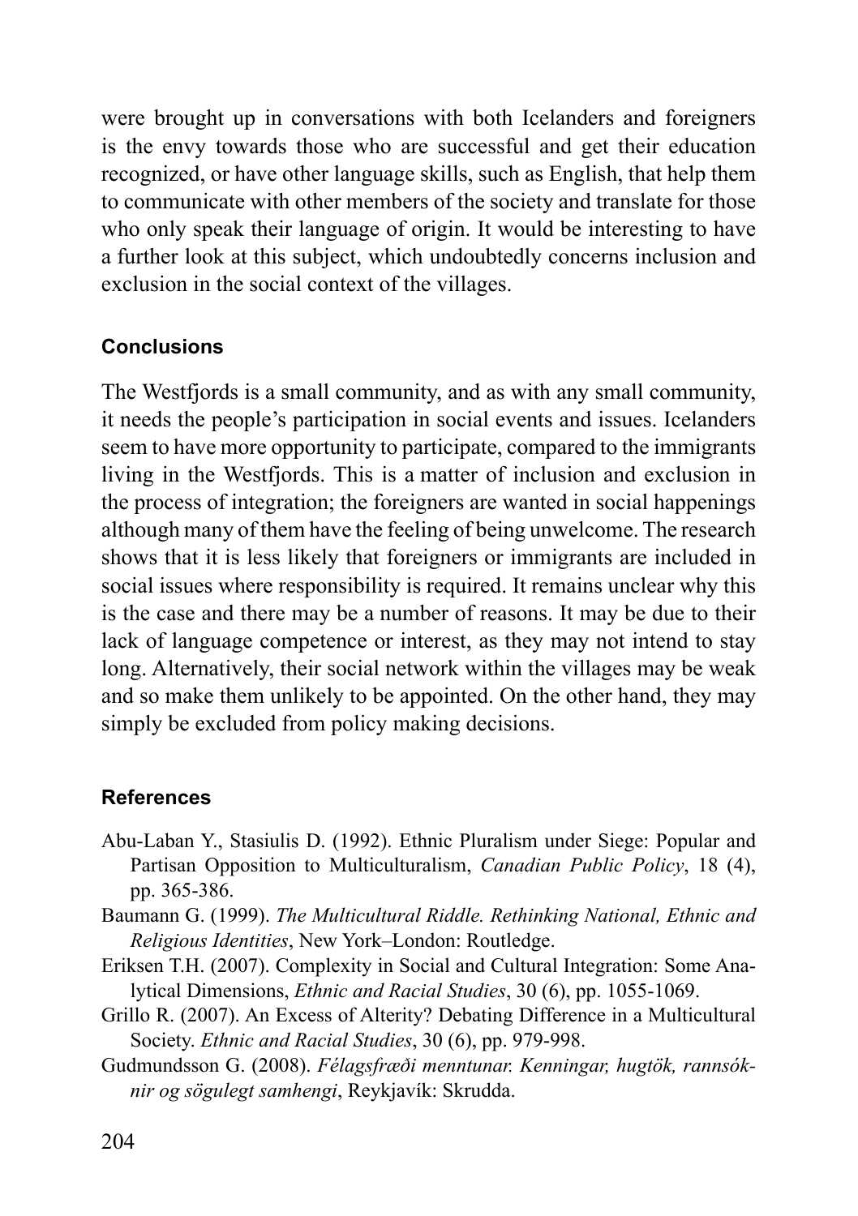were brought up in conversations with both Icelanders and foreigners is the envy towards those who are successful and get their education recognized, or have other language skills, such as English, that help them to communicate with other members of the society and translate for those who only speak their language of origin. It would be interesting to have a further look at this subject, which undoubtedly concerns inclusion and exclusion in the social context of the villages.

## Conclusions

The Westfjords is a small community, and as with any small community, it needs the people's participation in social events and issues. Icelanders seem to have more opportunity to participate, compared to the immigrants living in the Westfjords. This is a matter of inclusion and exclusion in the process of integration; the foreigners are wanted in social happenings although many of them have the feeling of being unwelcome. The research shows that it is less likely that foreigners or immigrants are included in social issues where responsibility is required. It remains unclear why this is the case and there may be a number of reasons. It may be due to their lack of language competence or interest, as they may not intend to stay long. Alternatively, their social network within the villages may be weak and so make them unlikely to be appointed. On the other hand, they may simply be excluded from policy making decisions.

## References

Abu-Laban Y., Stasiulis D. (1992). Ethnic Pluralism under Siege: Popular and Partisan Opposition to Multiculturalism, *Canadian Public Policy*, 18 (4), pp. 365-386.

Baumann G. (1999). *The Multicultural Riddle. Rethinking National, Ethnic and Religious Identities*, New York–London: Routledge.

Eriksen T.H. (2007). Complexity in Social and Cultural Integration: Some Analytical Dimensions, *Ethnic and Racial Studies*, 30 (6), pp. 1055-1069.

Grillo R. (2007). An Excess of Alterity? Debating Difference in a Multicultural Society. *Ethnic and Racial Studies*, 30 (6), pp. 979-998.

Gudmundsson G. (2008). *Félagsfræði menntunar. Kenningar, hugtök, rannsóknir og sögulegt samhengi*, Reykjavík: Skrudda.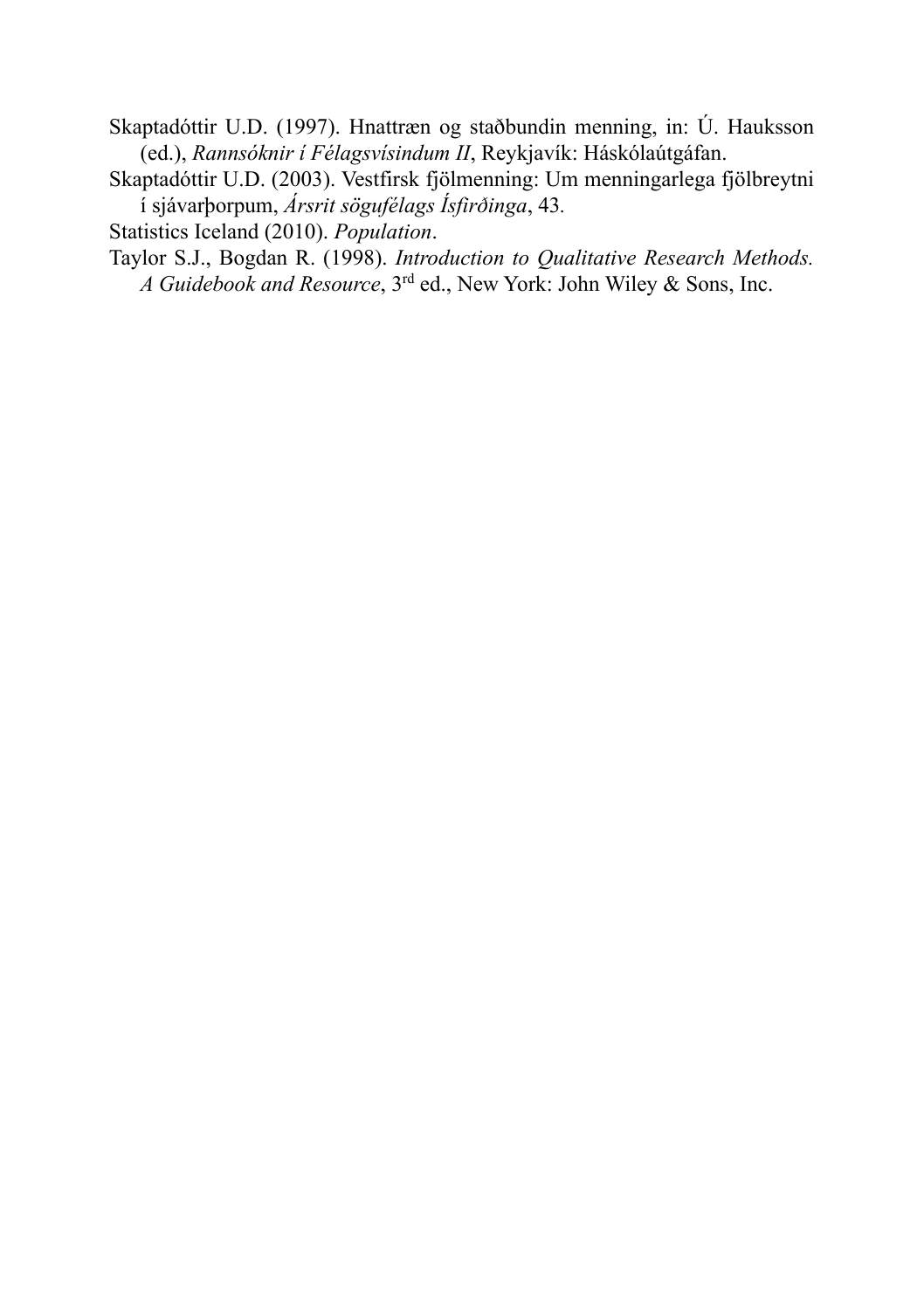Skaptadóttir U.D. (1997). Hnattræn og staðbundin menning, in: Ú. Hauksson (ed.), *Rannsóknir í Félagsvísindum II*, Reykjavík: Háskólaútgáfan.

Skaptadóttir U.D. (2003). Vestfirsk fjölmenning: Um menningarlega fjölbreytni í sjávarþorpum, *Ársrit sögufélags Ísfirðinga*, 43.

Statistics Iceland (2010). *Population*.

Taylor S.J., Bogdan R. (1998). *Introduction to Qualitative Research Methods. A Guidebook and Resource*, 3rd ed., New York: John Wiley & Sons, Inc.